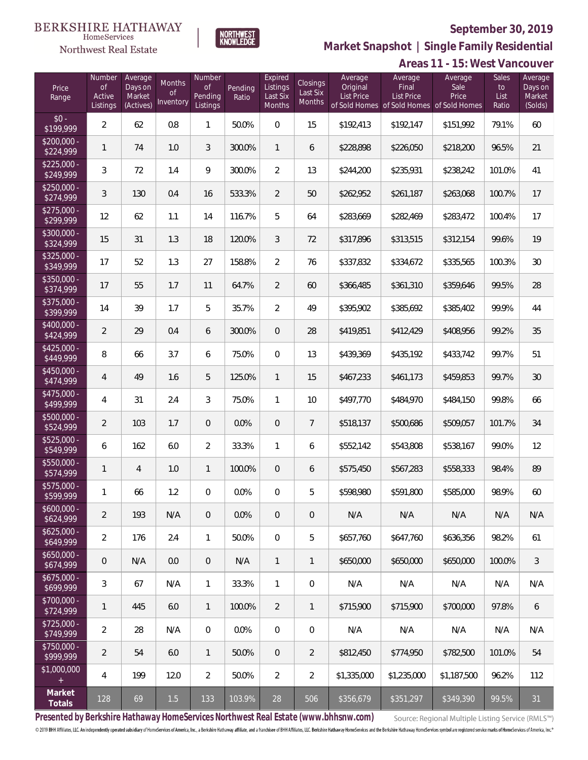BERKSHIRE HATHAWAY HomeServices Northwest Real Estate | NORTHWEST KNOWLEDGE

# September 30, 2019

## Market Snapshot | Single Family Residential

### Areas 11 - 15: West Vancouver

| Price Range | Number of Active Listings | Average Days on Market (Actives) | Months of Inventory | Number of Pending Listings | Pending Ratio | Expired Listings Last Six Months | Closings Last Six Months | Average Original List Price of Sold Homes | Average Final List Price of Sold Homes | Average Sale Price of Sold Homes | Sales to List Ratio | Average Days on Market (Solds) |
|---|---|---|---|---|---|---|---|---|---|---|---|---|
| $0 - $199,999 | 2 | 62 | 0.8 | 1 | 50.0% | 0 | 15 | $192,413 | $192,147 | $151,992 | 79.1% | 60 |
| $200,000 - $224,999 | 1 | 74 | 1.0 | 3 | 300.0% | 1 | 6 | $228,898 | $226,050 | $218,200 | 96.5% | 21 |
| $225,000 - $249,999 | 3 | 72 | 1.4 | 9 | 300.0% | 2 | 13 | $244,200 | $235,931 | $238,242 | 101.0% | 41 |
| $250,000 - $274,999 | 3 | 130 | 0.4 | 16 | 533.3% | 2 | 50 | $262,952 | $261,187 | $263,068 | 100.7% | 17 |
| $275,000 - $299,999 | 12 | 62 | 1.1 | 14 | 116.7% | 5 | 64 | $283,669 | $282,469 | $283,472 | 100.4% | 17 |
| $300,000 - $324,999 | 15 | 31 | 1.3 | 18 | 120.0% | 3 | 72 | $317,896 | $313,515 | $312,154 | 99.6% | 19 |
| $325,000 - $349,999 | 17 | 52 | 1.3 | 27 | 158.8% | 2 | 76 | $337,832 | $334,672 | $335,565 | 100.3% | 30 |
| $350,000 - $374,999 | 17 | 55 | 1.7 | 11 | 64.7% | 2 | 60 | $366,485 | $361,310 | $359,646 | 99.5% | 28 |
| $375,000 - $399,999 | 14 | 39 | 1.7 | 5 | 35.7% | 2 | 49 | $395,902 | $385,692 | $385,402 | 99.9% | 44 |
| $400,000 - $424,999 | 2 | 29 | 0.4 | 6 | 300.0% | 0 | 28 | $419,851 | $412,429 | $408,956 | 99.2% | 35 |
| $425,000 - $449,999 | 8 | 66 | 3.7 | 6 | 75.0% | 0 | 13 | $439,369 | $435,192 | $433,742 | 99.7% | 51 |
| $450,000 - $474,999 | 4 | 49 | 1.6 | 5 | 125.0% | 1 | 15 | $467,233 | $461,173 | $459,853 | 99.7% | 30 |
| $475,000 - $499,999 | 4 | 31 | 2.4 | 3 | 75.0% | 1 | 10 | $497,770 | $484,970 | $484,150 | 99.8% | 66 |
| $500,000 - $524,999 | 2 | 103 | 1.7 | 0 | 0.0% | 0 | 7 | $518,137 | $500,686 | $509,057 | 101.7% | 34 |
| $525,000 - $549,999 | 6 | 162 | 6.0 | 2 | 33.3% | 1 | 6 | $552,142 | $543,808 | $538,167 | 99.0% | 12 |
| $550,000 - $574,999 | 1 | 4 | 1.0 | 1 | 100.0% | 0 | 6 | $575,450 | $567,283 | $558,333 | 98.4% | 89 |
| $575,000 - $599,999 | 1 | 66 | 1.2 | 0 | 0.0% | 0 | 5 | $598,980 | $591,800 | $585,000 | 98.9% | 60 |
| $600,000 - $624,999 | 2 | 193 | N/A | 0 | 0.0% | 0 | 0 | N/A | N/A | N/A | N/A | N/A |
| $625,000 - $649,999 | 2 | 176 | 2.4 | 1 | 50.0% | 0 | 5 | $657,760 | $647,760 | $636,356 | 98.2% | 61 |
| $650,000 - $674,999 | 0 | N/A | 0.0 | 0 | N/A | 1 | 1 | $650,000 | $650,000 | $650,000 | 100.0% | 3 |
| $675,000 - $699,999 | 3 | 67 | N/A | 1 | 33.3% | 1 | 0 | N/A | N/A | N/A | N/A | N/A |
| $700,000 - $724,999 | 1 | 445 | 6.0 | 1 | 100.0% | 2 | 1 | $715,900 | $715,900 | $700,000 | 97.8% | 6 |
| $725,000 - $749,999 | 2 | 28 | N/A | 0 | 0.0% | 0 | 0 | N/A | N/A | N/A | N/A | N/A |
| $750,000 - $999,999 | 2 | 54 | 6.0 | 1 | 50.0% | 0 | 2 | $812,450 | $774,950 | $782,500 | 101.0% | 54 |
| $1,000,000 + | 4 | 199 | 12.0 | 2 | 50.0% | 2 | 2 | $1,335,000 | $1,235,000 | $1,187,500 | 96.2% | 112 |
| **Market Totals** | 128 | 69 | 1.5 | 133 | 103.9% | 28 | 506 | $356,679 | $351,297 | $349,390 | 99.5% | 31 |

**Presented by Berkshire Hathaway HomeServices Northwest Real Estate (www.bhhsnw.com)**

Source: Regional Multiple Listing Service (RMLS™)

© 2019 BHH Affiliates, LLC. An independently operated subsidiary of HomeServices of America, Inc., a Berkshire Hathaway affiliate, and a franchisee of BHH Affiliates, LLC. Berkshire Hathaway HomeServices and the Berkshire Hathaway HomeServices symbol are registered service marks of HomeServices of America, Inc.®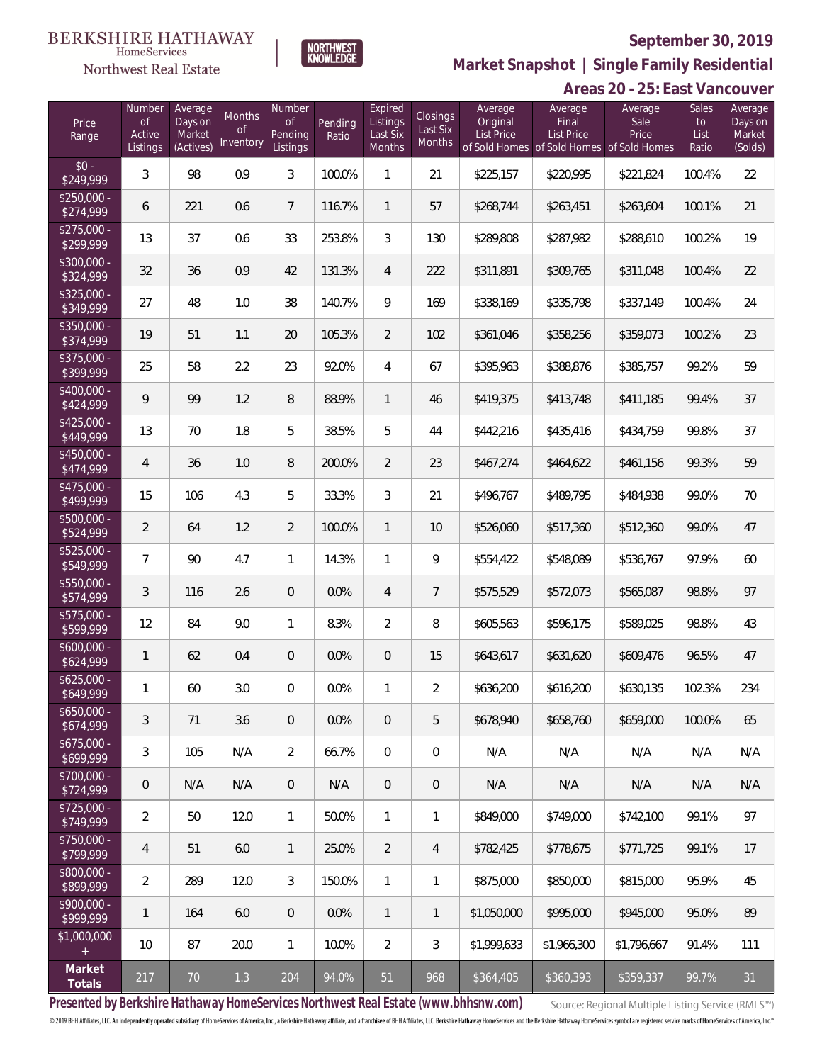BERKSHIRE HATHAWAY HomeServices Northwest Real Estate

NORTHWEST KNOWLEDGE

**September 30, 2019**

## Market Snapshot | Single Family Residential

### Areas 20 - 25: East Vancouver

| Price Range | Number of Active Listings | Average Days on Market (Actives) | Months of Inventory | Number of Pending Listings | Pending Ratio | Expired Listings Last Six Months | Closings Last Six Months | Average Original List Price of Sold Homes | Average Final List Price of Sold Homes | Average Sale Price of Sold Homes | Sales to List Ratio | Average Days on Market (Solds) |
|---|---|---|---|---|---|---|---|---|---|---|---|---|
| $0 - $249,999 | 3 | 98 | 0.9 | 3 | 100.0% | 1 | 21 | $225,157 | $220,995 | $221,824 | 100.4% | 22 |
| $250,000 - $274,999 | 6 | 221 | 0.6 | 7 | 116.7% | 1 | 57 | $268,744 | $263,451 | $263,604 | 100.1% | 21 |
| $275,000 - $299,999 | 13 | 37 | 0.6 | 33 | 253.8% | 3 | 130 | $289,808 | $287,982 | $288,610 | 100.2% | 19 |
| $300,000 - $324,999 | 32 | 36 | 0.9 | 42 | 131.3% | 4 | 222 | $311,891 | $309,765 | $311,048 | 100.4% | 22 |
| $325,000 - $349,999 | 27 | 48 | 1.0 | 38 | 140.7% | 9 | 169 | $338,169 | $335,798 | $337,149 | 100.4% | 24 |
| $350,000 - $374,999 | 19 | 51 | 1.1 | 20 | 105.3% | 2 | 102 | $361,046 | $358,256 | $359,073 | 100.2% | 23 |
| $375,000 - $399,999 | 25 | 58 | 2.2 | 23 | 92.0% | 4 | 67 | $395,963 | $388,876 | $385,757 | 99.2% | 59 |
| $400,000 - $424,999 | 9 | 99 | 1.2 | 8 | 88.9% | 1 | 46 | $419,375 | $413,748 | $411,185 | 99.4% | 37 |
| $425,000 - $449,999 | 13 | 70 | 1.8 | 5 | 38.5% | 5 | 44 | $442,216 | $435,416 | $434,759 | 99.8% | 37 |
| $450,000 - $474,999 | 4 | 36 | 1.0 | 8 | 200.0% | 2 | 23 | $467,274 | $464,622 | $461,156 | 99.3% | 59 |
| $475,000 - $499,999 | 15 | 106 | 4.3 | 5 | 33.3% | 3 | 21 | $496,767 | $489,795 | $484,938 | 99.0% | 70 |
| $500,000 - $524,999 | 2 | 64 | 1.2 | 2 | 100.0% | 1 | 10 | $526,060 | $517,360 | $512,360 | 99.0% | 47 |
| $525,000 - $549,999 | 7 | 90 | 4.7 | 1 | 14.3% | 1 | 9 | $554,422 | $548,089 | $536,767 | 97.9% | 60 |
| $550,000 - $574,999 | 3 | 116 | 2.6 | 0 | 0.0% | 4 | 7 | $575,529 | $572,073 | $565,087 | 98.8% | 97 |
| $575,000 - $599,999 | 12 | 84 | 9.0 | 1 | 8.3% | 2 | 8 | $605,563 | $596,175 | $589,025 | 98.8% | 43 |
| $600,000 - $624,999 | 1 | 62 | 0.4 | 0 | 0.0% | 0 | 15 | $643,617 | $631,620 | $609,476 | 96.5% | 47 |
| $625,000 - $649,999 | 1 | 60 | 3.0 | 0 | 0.0% | 1 | 2 | $636,200 | $616,200 | $630,135 | 102.3% | 234 |
| $650,000 - $674,999 | 3 | 71 | 3.6 | 0 | 0.0% | 0 | 5 | $678,940 | $658,760 | $659,000 | 100.0% | 65 |
| $675,000 - $699,999 | 3 | 105 | N/A | 2 | 66.7% | 0 | 0 | N/A | N/A | N/A | N/A | N/A |
| $700,000 - $724,999 | 0 | N/A | N/A | 0 | N/A | 0 | 0 | N/A | N/A | N/A | N/A | N/A |
| $725,000 - $749,999 | 2 | 50 | 12.0 | 1 | 50.0% | 1 | 1 | $849,000 | $749,000 | $742,100 | 99.1% | 97 |
| $750,000 - $799,999 | 4 | 51 | 6.0 | 1 | 25.0% | 2 | 4 | $782,425 | $778,675 | $771,725 | 99.1% | 17 |
| $800,000 - $899,999 | 2 | 289 | 12.0 | 3 | 150.0% | 1 | 1 | $875,000 | $850,000 | $815,000 | 95.9% | 45 |
| $900,000 - $999,999 | 1 | 164 | 6.0 | 0 | 0.0% | 1 | 1 | $1,050,000 | $995,000 | $945,000 | 95.0% | 89 |
| $1,000,000 + | 10 | 87 | 20.0 | 1 | 10.0% | 2 | 3 | $1,999,633 | $1,966,300 | $1,796,667 | 91.4% | 111 |
| **Market Totals** | 217 | 70 | 1.3 | 204 | 94.0% | 51 | 968 | $364,405 | $360,393 | $359,337 | 99.7% | 31 |

**Presented by Berkshire Hathaway HomeServices Northwest Real Estate (www.bhhsnw.com)**

Source: Regional Multiple Listing Service (RMLS™)

© 2019 BHH Affiliates, LLC. An independently operated subsidiary of HomeServices of America, Inc., a Berkshire Hathaway affiliate, and a franchisee of BHH Affiliates, LLC. Berkshire Hathaway HomeServices and the Berkshire Hathaway HomeServices symbol are registered service marks of HomeServices of America, Inc.®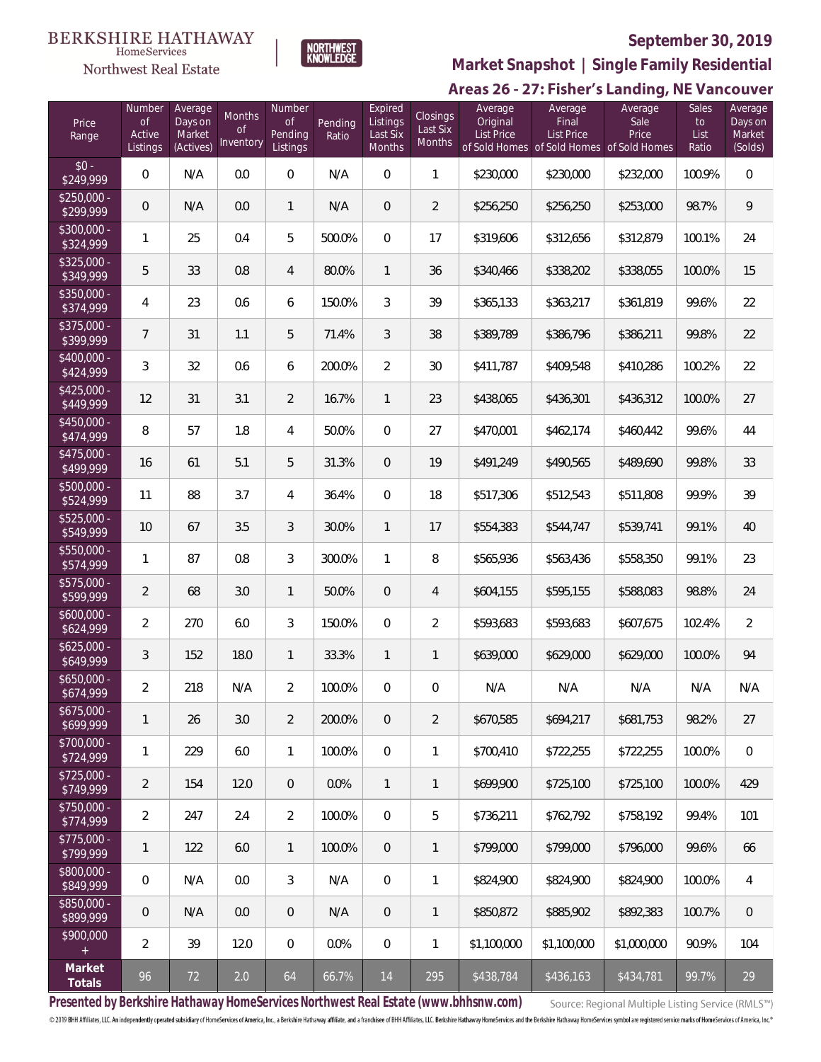BERKSHIRE HATHAWAY HomeServices Northwest Real Estate | NORTHWEST KNOWLEDGE

**September 30, 2019**

## Market Snapshot | Single Family Residential

### Areas 26 - 27: Fisher's Landing, NE Vancouver

| Price Range | Number of Active Listings | Average Days on Market (Actives) | Months of Inventory | Number of Pending Listings | Pending Ratio | Expired Listings Last Six Months | Closings Last Six Months | Average Original List Price of Sold Homes | Average Final List Price of Sold Homes | Average Sale Price of Sold Homes | Sales to List Ratio | Average Days on Market (Solds) |
|---|---|---|---|---|---|---|---|---|---|---|---|---|
| $0 - $249,999 | 0 | N/A | 0.0 | 0 | N/A | 0 | 1 | $230,000 | $230,000 | $232,000 | 100.9% | 0 |
| $250,000 - $299,999 | 0 | N/A | 0.0 | 1 | N/A | 0 | 2 | $256,250 | $256,250 | $253,000 | 98.7% | 9 |
| $300,000 - $324,999 | 1 | 25 | 0.4 | 5 | 500.0% | 0 | 17 | $319,606 | $312,656 | $312,879 | 100.1% | 24 |
| $325,000 - $349,999 | 5 | 33 | 0.8 | 4 | 80.0% | 1 | 36 | $340,466 | $338,202 | $338,055 | 100.0% | 15 |
| $350,000 - $374,999 | 4 | 23 | 0.6 | 6 | 150.0% | 3 | 39 | $365,133 | $363,217 | $361,819 | 99.6% | 22 |
| $375,000 - $399,999 | 7 | 31 | 1.1 | 5 | 71.4% | 3 | 38 | $389,789 | $386,796 | $386,211 | 99.8% | 22 |
| $400,000 - $424,999 | 3 | 32 | 0.6 | 6 | 200.0% | 2 | 30 | $411,787 | $409,548 | $410,286 | 100.2% | 22 |
| $425,000 - $449,999 | 12 | 31 | 3.1 | 2 | 16.7% | 1 | 23 | $438,065 | $436,301 | $436,312 | 100.0% | 27 |
| $450,000 - $474,999 | 8 | 57 | 1.8 | 4 | 50.0% | 0 | 27 | $470,001 | $462,174 | $460,442 | 99.6% | 44 |
| $475,000 - $499,999 | 16 | 61 | 5.1 | 5 | 31.3% | 0 | 19 | $491,249 | $490,565 | $489,690 | 99.8% | 33 |
| $500,000 - $524,999 | 11 | 88 | 3.7 | 4 | 36.4% | 0 | 18 | $517,306 | $512,543 | $511,808 | 99.9% | 39 |
| $525,000 - $549,999 | 10 | 67 | 3.5 | 3 | 30.0% | 1 | 17 | $554,383 | $544,747 | $539,741 | 99.1% | 40 |
| $550,000 - $574,999 | 1 | 87 | 0.8 | 3 | 300.0% | 1 | 8 | $565,936 | $563,436 | $558,350 | 99.1% | 23 |
| $575,000 - $599,999 | 2 | 68 | 3.0 | 1 | 50.0% | 0 | 4 | $604,155 | $595,155 | $588,083 | 98.8% | 24 |
| $600,000 - $624,999 | 2 | 270 | 6.0 | 3 | 150.0% | 0 | 2 | $593,683 | $593,683 | $607,675 | 102.4% | 2 |
| $625,000 - $649,999 | 3 | 152 | 18.0 | 1 | 33.3% | 1 | 1 | $639,000 | $629,000 | $629,000 | 100.0% | 94 |
| $650,000 - $674,999 | 2 | 218 | N/A | 2 | 100.0% | 0 | 0 | N/A | N/A | N/A | N/A | N/A |
| $675,000 - $699,999 | 1 | 26 | 3.0 | 2 | 200.0% | 0 | 2 | $670,585 | $694,217 | $681,753 | 98.2% | 27 |
| $700,000 - $724,999 | 1 | 229 | 6.0 | 1 | 100.0% | 0 | 1 | $700,410 | $722,255 | $722,255 | 100.0% | 0 |
| $725,000 - $749,999 | 2 | 154 | 12.0 | 0 | 0.0% | 1 | 1 | $699,900 | $725,100 | $725,100 | 100.0% | 429 |
| $750,000 - $774,999 | 2 | 247 | 2.4 | 2 | 100.0% | 0 | 5 | $736,211 | $762,792 | $758,192 | 99.4% | 101 |
| $775,000 - $799,999 | 1 | 122 | 6.0 | 1 | 100.0% | 0 | 1 | $799,000 | $799,000 | $796,000 | 99.6% | 66 |
| $800,000 - $849,999 | 0 | N/A | 0.0 | 3 | N/A | 0 | 1 | $824,900 | $824,900 | $824,900 | 100.0% | 4 |
| $850,000 - $899,999 | 0 | N/A | 0.0 | 0 | N/A | 0 | 1 | $850,872 | $885,902 | $892,383 | 100.7% | 0 |
| $900,000 + | 2 | 39 | 12.0 | 0 | 0.0% | 0 | 1 | $1,100,000 | $1,100,000 | $1,000,000 | 90.9% | 104 |
| **Market Totals** | 96 | 72 | 2.0 | 64 | 66.7% | 14 | 295 | $438,784 | $436,163 | $434,781 | 99.7% | 29 |

**Presented by Berkshire Hathaway HomeServices Northwest Real Estate (www.bhhsnw.com)**

Source: Regional Multiple Listing Service (RMLS™)

© 2019 BHH Affiliates, LLC. An independently operated subsidiary of HomeServices of America, Inc., a Berkshire Hathaway affiliate, and a franchisee of BHH Affiliates, LLC. Berkshire Hathaway HomeServices and the Berkshire Hathaway HomeServices symbol are registered service marks of HomeServices of America, Inc.®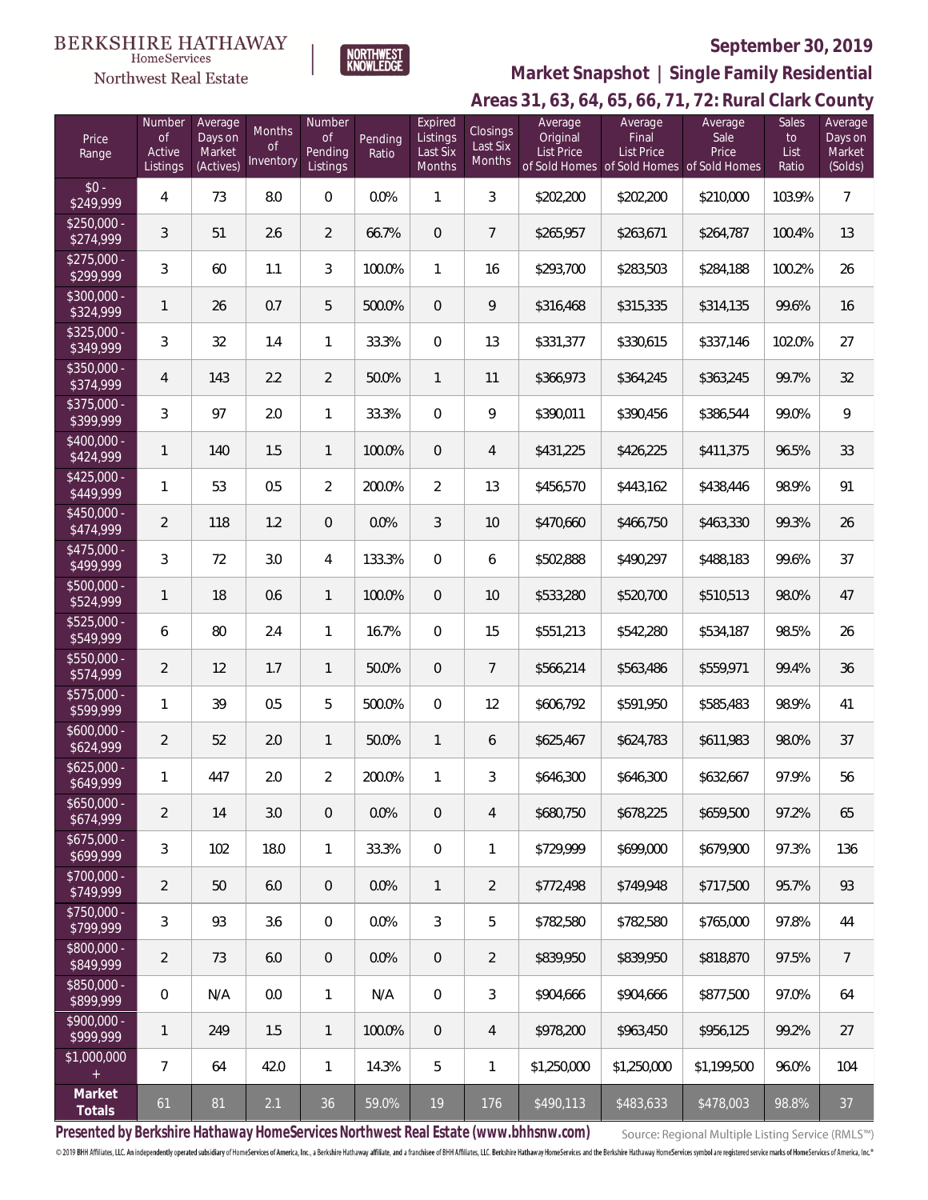BERKSHIRE HATHAWAY HomeServices Northwest Real Estate | NORTHWEST KNOWLEDGE

**September 30, 2019**

## Market Snapshot | Single Family Residential

### Areas 31, 63, 64, 65, 66, 71, 72: Rural Clark County

| Price Range | Number of Active Listings | Average Days on Market (Actives) | Months of Inventory | Number of Pending Listings | Pending Ratio | Expired Listings Last Six Months | Closings Last Six Months | Average Original List Price of Sold Homes | Average Final List Price of Sold Homes | Average Sale Price of Sold Homes | Sales to List Ratio | Average Days on Market (Solds) |
|---|---|---|---|---|---|---|---|---|---|---|---|---|
| $0 - $249,999 | 4 | 73 | 8.0 | 0 | 0.0% | 1 | 3 | $202,200 | $202,200 | $210,000 | 103.9% | 7 |
| $250,000 - $274,999 | 3 | 51 | 2.6 | 2 | 66.7% | 0 | 7 | $265,957 | $263,671 | $264,787 | 100.4% | 13 |
| $275,000 - $299,999 | 3 | 60 | 1.1 | 3 | 100.0% | 1 | 16 | $293,700 | $283,503 | $284,188 | 100.2% | 26 |
| $300,000 - $324,999 | 1 | 26 | 0.7 | 5 | 500.0% | 0 | 9 | $316,468 | $315,335 | $314,135 | 99.6% | 16 |
| $325,000 - $349,999 | 3 | 32 | 1.4 | 1 | 33.3% | 0 | 13 | $331,377 | $330,615 | $337,146 | 102.0% | 27 |
| $350,000 - $374,999 | 4 | 143 | 2.2 | 2 | 50.0% | 1 | 11 | $366,973 | $364,245 | $363,245 | 99.7% | 32 |
| $375,000 - $399,999 | 3 | 97 | 2.0 | 1 | 33.3% | 0 | 9 | $390,011 | $390,456 | $386,544 | 99.0% | 9 |
| $400,000 - $424,999 | 1 | 140 | 1.5 | 1 | 100.0% | 0 | 4 | $431,225 | $426,225 | $411,375 | 96.5% | 33 |
| $425,000 - $449,999 | 1 | 53 | 0.5 | 2 | 200.0% | 2 | 13 | $456,570 | $443,162 | $438,446 | 98.9% | 91 |
| $450,000 - $474,999 | 2 | 118 | 1.2 | 0 | 0.0% | 3 | 10 | $470,660 | $466,750 | $463,330 | 99.3% | 26 |
| $475,000 - $499,999 | 3 | 72 | 3.0 | 4 | 133.3% | 0 | 6 | $502,888 | $490,297 | $488,183 | 99.6% | 37 |
| $500,000 - $524,999 | 1 | 18 | 0.6 | 1 | 100.0% | 0 | 10 | $533,280 | $520,700 | $510,513 | 98.0% | 47 |
| $525,000 - $549,999 | 6 | 80 | 2.4 | 1 | 16.7% | 0 | 15 | $551,213 | $542,280 | $534,187 | 98.5% | 26 |
| $550,000 - $574,999 | 2 | 12 | 1.7 | 1 | 50.0% | 0 | 7 | $566,214 | $563,486 | $559,971 | 99.4% | 36 |
| $575,000 - $599,999 | 1 | 39 | 0.5 | 5 | 500.0% | 0 | 12 | $606,792 | $591,950 | $585,483 | 98.9% | 41 |
| $600,000 - $624,999 | 2 | 52 | 2.0 | 1 | 50.0% | 1 | 6 | $625,467 | $624,783 | $611,983 | 98.0% | 37 |
| $625,000 - $649,999 | 1 | 447 | 2.0 | 2 | 200.0% | 1 | 3 | $646,300 | $646,300 | $632,667 | 97.9% | 56 |
| $650,000 - $674,999 | 2 | 14 | 3.0 | 0 | 0.0% | 0 | 4 | $680,750 | $678,225 | $659,500 | 97.2% | 65 |
| $675,000 - $699,999 | 3 | 102 | 18.0 | 1 | 33.3% | 0 | 1 | $729,999 | $699,000 | $679,900 | 97.3% | 136 |
| $700,000 - $749,999 | 2 | 50 | 6.0 | 0 | 0.0% | 1 | 2 | $772,498 | $749,948 | $717,500 | 95.7% | 93 |
| $750,000 - $799,999 | 3 | 93 | 3.6 | 0 | 0.0% | 3 | 5 | $782,580 | $782,580 | $765,000 | 97.8% | 44 |
| $800,000 - $849,999 | 2 | 73 | 6.0 | 0 | 0.0% | 0 | 2 | $839,950 | $839,950 | $818,870 | 97.5% | 7 |
| $850,000 - $899,999 | 0 | N/A | 0.0 | 1 | N/A | 0 | 3 | $904,666 | $904,666 | $877,500 | 97.0% | 64 |
| $900,000 - $999,999 | 1 | 249 | 1.5 | 1 | 100.0% | 0 | 4 | $978,200 | $963,450 | $956,125 | 99.2% | 27 |
| $1,000,000 + | 7 | 64 | 42.0 | 1 | 14.3% | 5 | 1 | $1,250,000 | $1,250,000 | $1,199,500 | 96.0% | 104 |
| **Market Totals** | 61 | 81 | 2.1 | 36 | 59.0% | 19 | 176 | $490,113 | $483,633 | $478,003 | 98.8% | 37 |

**Presented by Berkshire Hathaway HomeServices Northwest Real Estate (www.bhhsnw.com)**

Source: Regional Multiple Listing Service (RMLS™)

© 2019 BHH Affiliates, LLC. An independently operated subsidiary of HomeServices of America, Inc., a Berkshire Hathaway affiliate, and a franchisee of BHH Affiliates, LLC. Berkshire Hathaway HomeServices and the Berkshire Hathaway HomeServices symbol are registered service marks of HomeServices of America, Inc.®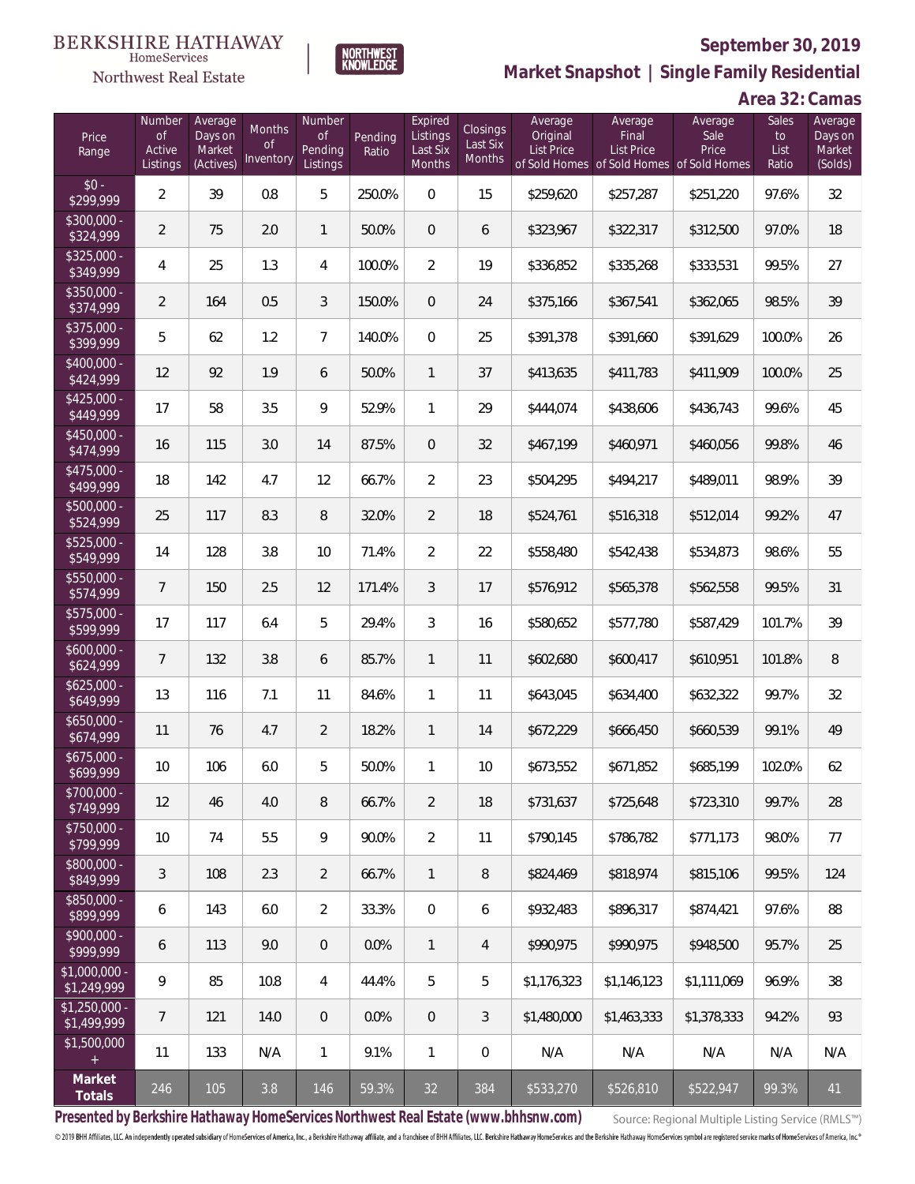BERKSHIRE HATHAWAY
HomeServices
Northwest Real Estate

NORTHWEST KNOWLEDGE

**September 30, 2019**

**Market Snapshot | Single Family Residential**

**Area 32: Camas**

| Price Range | Number of Active Listings | Average Days on Market (Actives) | Months of Inventory | Number of Pending Listings | Pending Ratio | Expired Listings Last Six Months | Closings Last Six Months | Average Original List Price of Sold Homes | Average Final List Price of Sold Homes | Average Sale Price of Sold Homes | Sales to List Ratio | Average Days on Market (Solds) |
|---|---|---|---|---|---|---|---|---|---|---|---|---|
| $0 - $299,999 | 2 | 39 | 0.8 | 5 | 250.0% | 0 | 15 | $259,620 | $257,287 | $251,220 | 97.6% | 32 |
| $300,000 - $324,999 | 2 | 75 | 2.0 | 1 | 50.0% | 0 | 6 | $323,967 | $322,317 | $312,500 | 97.0% | 18 |
| $325,000 - $349,999 | 4 | 25 | 1.3 | 4 | 100.0% | 2 | 19 | $336,852 | $335,268 | $333,531 | 99.5% | 27 |
| $350,000 - $374,999 | 2 | 164 | 0.5 | 3 | 150.0% | 0 | 24 | $375,166 | $367,541 | $362,065 | 98.5% | 39 |
| $375,000 - $399,999 | 5 | 62 | 1.2 | 7 | 140.0% | 0 | 25 | $391,378 | $391,660 | $391,629 | 100.0% | 26 |
| $400,000 - $424,999 | 12 | 92 | 1.9 | 6 | 50.0% | 1 | 37 | $413,635 | $411,783 | $411,909 | 100.0% | 25 |
| $425,000 - $449,999 | 17 | 58 | 3.5 | 9 | 52.9% | 1 | 29 | $444,074 | $438,606 | $436,743 | 99.6% | 45 |
| $450,000 - $474,999 | 16 | 115 | 3.0 | 14 | 87.5% | 0 | 32 | $467,199 | $460,971 | $460,056 | 99.8% | 46 |
| $475,000 - $499,999 | 18 | 142 | 4.7 | 12 | 66.7% | 2 | 23 | $504,295 | $494,217 | $489,011 | 98.9% | 39 |
| $500,000 - $524,999 | 25 | 117 | 8.3 | 8 | 32.0% | 2 | 18 | $524,761 | $516,318 | $512,014 | 99.2% | 47 |
| $525,000 - $549,999 | 14 | 128 | 3.8 | 10 | 71.4% | 2 | 22 | $558,480 | $542,438 | $534,873 | 98.6% | 55 |
| $550,000 - $574,999 | 7 | 150 | 2.5 | 12 | 171.4% | 3 | 17 | $576,912 | $565,378 | $562,558 | 99.5% | 31 |
| $575,000 - $599,999 | 17 | 117 | 6.4 | 5 | 29.4% | 3 | 16 | $580,652 | $577,780 | $587,429 | 101.7% | 39 |
| $600,000 - $624,999 | 7 | 132 | 3.8 | 6 | 85.7% | 1 | 11 | $602,680 | $600,417 | $610,951 | 101.8% | 8 |
| $625,000 - $649,999 | 13 | 116 | 7.1 | 11 | 84.6% | 1 | 11 | $643,045 | $634,400 | $632,322 | 99.7% | 32 |
| $650,000 - $674,999 | 11 | 76 | 4.7 | 2 | 18.2% | 1 | 14 | $672,229 | $666,450 | $660,539 | 99.1% | 49 |
| $675,000 - $699,999 | 10 | 106 | 6.0 | 5 | 50.0% | 1 | 10 | $673,552 | $671,852 | $685,199 | 102.0% | 62 |
| $700,000 - $749,999 | 12 | 46 | 4.0 | 8 | 66.7% | 2 | 18 | $731,637 | $725,648 | $723,310 | 99.7% | 28 |
| $750,000 - $799,999 | 10 | 74 | 5.5 | 9 | 90.0% | 2 | 11 | $790,145 | $786,782 | $771,173 | 98.0% | 77 |
| $800,000 - $849,999 | 3 | 108 | 2.3 | 2 | 66.7% | 1 | 8 | $824,469 | $818,974 | $815,106 | 99.5% | 124 |
| $850,000 - $899,999 | 6 | 143 | 6.0 | 2 | 33.3% | 0 | 6 | $932,483 | $896,317 | $874,421 | 97.6% | 88 |
| $900,000 - $999,999 | 6 | 113 | 9.0 | 0 | 0.0% | 1 | 4 | $990,975 | $990,975 | $948,500 | 95.7% | 25 |
| $1,000,000 - $1,249,999 | 9 | 85 | 10.8 | 4 | 44.4% | 5 | 5 | $1,176,323 | $1,146,123 | $1,111,069 | 96.9% | 38 |
| $1,250,000 - $1,499,999 | 7 | 121 | 14.0 | 0 | 0.0% | 0 | 3 | $1,480,000 | $1,463,333 | $1,378,333 | 94.2% | 93 |
| $1,500,000 + | 11 | 133 | N/A | 1 | 9.1% | 1 | 0 | N/A | N/A | N/A | N/A | N/A |
| **Market Totals** | 246 | 105 | 3.8 | 146 | 59.3% | 32 | 384 | $533,270 | $526,810 | $522,947 | 99.3% | 41 |

**Presented by Berkshire Hathaway HomeServices Northwest Real Estate (www.bhhsnw.com)**

Source: Regional Multiple Listing Service (RMLS™)

© 2019 BHH Affiliates, LLC. An independently operated subsidiary of HomeServices of America, Inc., a Berkshire Hathaway affiliate, and a franchisee of BHH Affiliates, LLC. Berkshire Hathaway HomeServices and the Berkshire Hathaway HomeServices symbol are registered service marks of HomeServices of America, Inc.®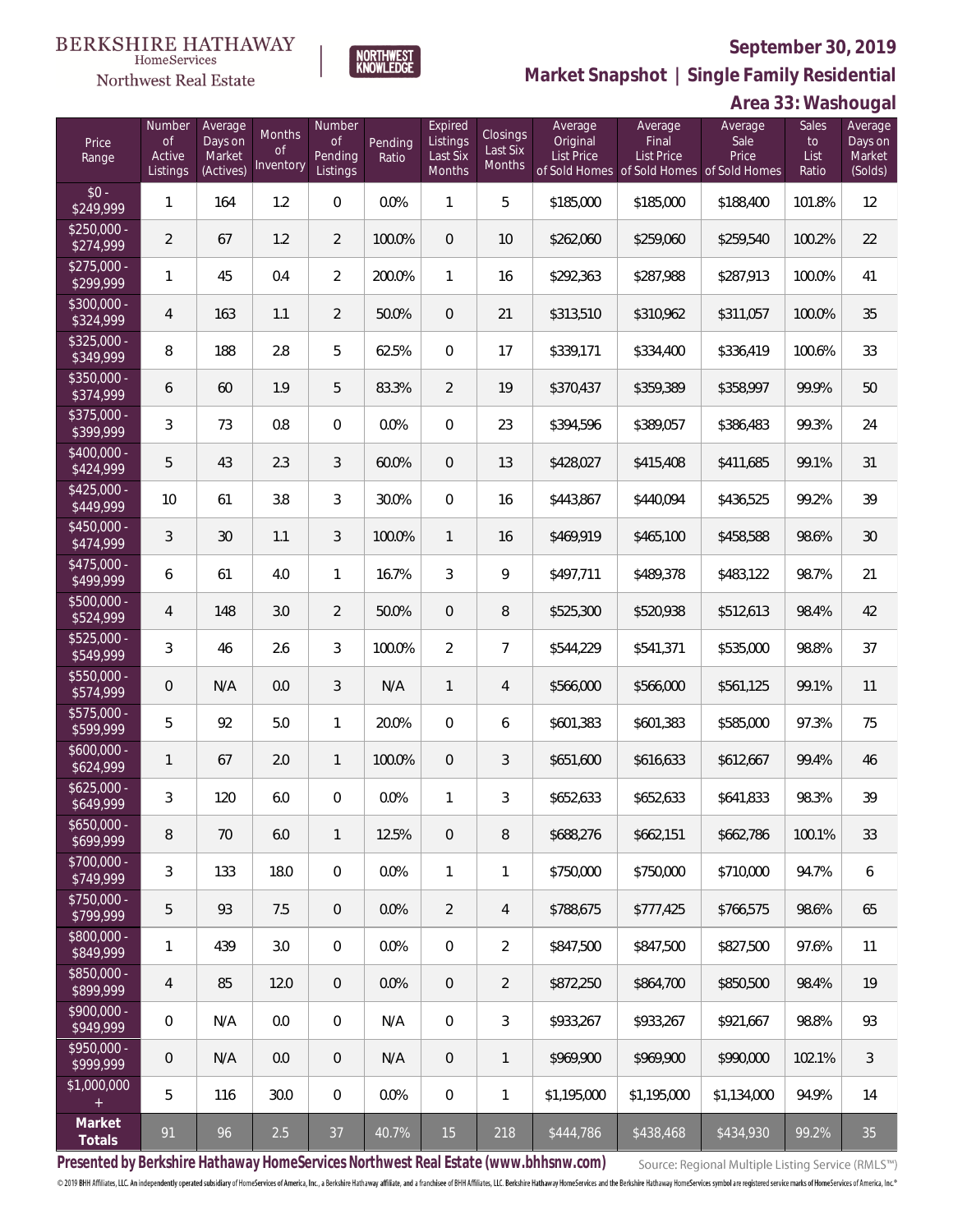BERKSHIRE HATHAWAY HomeServices Northwest Real Estate

NORTHWEST KNOWLEDGE

**September 30, 2019**

**Market Snapshot | Single Family Residential**

**Area 33: Washougal**

| Price Range | Number of Active Listings | Average Days on Market (Actives) | Months of Inventory | Number of Pending Listings | Pending Ratio | Expired Listings Last Six Months | Closings Last Six Months | Average Original List Price of Sold Homes | Average Final List Price of Sold Homes | Average Sale Price of Sold Homes | Sales to List Ratio | Average Days on Market (Solds) |
|---|---|---|---|---|---|---|---|---|---|---|---|---|
| $0 - $249,999 | 1 | 164 | 1.2 | 0 | 0.0% | 1 | 5 | $185,000 | $185,000 | $188,400 | 101.8% | 12 |
| $250,000 - $274,999 | 2 | 67 | 1.2 | 2 | 100.0% | 0 | 10 | $262,060 | $259,060 | $259,540 | 100.2% | 22 |
| $275,000 - $299,999 | 1 | 45 | 0.4 | 2 | 200.0% | 1 | 16 | $292,363 | $287,988 | $287,913 | 100.0% | 41 |
| $300,000 - $324,999 | 4 | 163 | 1.1 | 2 | 50.0% | 0 | 21 | $313,510 | $310,962 | $311,057 | 100.0% | 35 |
| $325,000 - $349,999 | 8 | 188 | 2.8 | 5 | 62.5% | 0 | 17 | $339,171 | $334,400 | $336,419 | 100.6% | 33 |
| $350,000 - $374,999 | 6 | 60 | 1.9 | 5 | 83.3% | 2 | 19 | $370,437 | $359,389 | $358,997 | 99.9% | 50 |
| $375,000 - $399,999 | 3 | 73 | 0.8 | 0 | 0.0% | 0 | 23 | $394,596 | $389,057 | $386,483 | 99.3% | 24 |
| $400,000 - $424,999 | 5 | 43 | 2.3 | 3 | 60.0% | 0 | 13 | $428,027 | $415,408 | $411,685 | 99.1% | 31 |
| $425,000 - $449,999 | 10 | 61 | 3.8 | 3 | 30.0% | 0 | 16 | $443,867 | $440,094 | $436,525 | 99.2% | 39 |
| $450,000 - $474,999 | 3 | 30 | 1.1 | 3 | 100.0% | 1 | 16 | $469,919 | $465,100 | $458,588 | 98.6% | 30 |
| $475,000 - $499,999 | 6 | 61 | 4.0 | 1 | 16.7% | 3 | 9 | $497,711 | $489,378 | $483,122 | 98.7% | 21 |
| $500,000 - $524,999 | 4 | 148 | 3.0 | 2 | 50.0% | 0 | 8 | $525,300 | $520,938 | $512,613 | 98.4% | 42 |
| $525,000 - $549,999 | 3 | 46 | 2.6 | 3 | 100.0% | 2 | 7 | $544,229 | $541,371 | $535,000 | 98.8% | 37 |
| $550,000 - $574,999 | 0 | N/A | 0.0 | 3 | N/A | 1 | 4 | $566,000 | $566,000 | $561,125 | 99.1% | 11 |
| $575,000 - $599,999 | 5 | 92 | 5.0 | 1 | 20.0% | 0 | 6 | $601,383 | $601,383 | $585,000 | 97.3% | 75 |
| $600,000 - $624,999 | 1 | 67 | 2.0 | 1 | 100.0% | 0 | 3 | $651,600 | $616,633 | $612,667 | 99.4% | 46 |
| $625,000 - $649,999 | 3 | 120 | 6.0 | 0 | 0.0% | 1 | 3 | $652,633 | $652,633 | $641,833 | 98.3% | 39 |
| $650,000 - $699,999 | 8 | 70 | 6.0 | 1 | 12.5% | 0 | 8 | $688,276 | $662,151 | $662,786 | 100.1% | 33 |
| $700,000 - $749,999 | 3 | 133 | 18.0 | 0 | 0.0% | 1 | 1 | $750,000 | $750,000 | $710,000 | 94.7% | 6 |
| $750,000 - $799,999 | 5 | 93 | 7.5 | 0 | 0.0% | 2 | 4 | $788,675 | $777,425 | $766,575 | 98.6% | 65 |
| $800,000 - $849,999 | 1 | 439 | 3.0 | 0 | 0.0% | 0 | 2 | $847,500 | $847,500 | $827,500 | 97.6% | 11 |
| $850,000 - $899,999 | 4 | 85 | 12.0 | 0 | 0.0% | 0 | 2 | $872,250 | $864,700 | $850,500 | 98.4% | 19 |
| $900,000 - $949,999 | 0 | N/A | 0.0 | 0 | N/A | 0 | 3 | $933,267 | $933,267 | $921,667 | 98.8% | 93 |
| $950,000 - $999,999 | 0 | N/A | 0.0 | 0 | N/A | 0 | 1 | $969,900 | $969,900 | $990,000 | 102.1% | 3 |
| $1,000,000 + | 5 | 116 | 30.0 | 0 | 0.0% | 0 | 1 | $1,195,000 | $1,195,000 | $1,134,000 | 94.9% | 14 |
| **Market Totals** | 91 | 96 | 2.5 | 37 | 40.7% | 15 | 218 | $444,786 | $438,468 | $434,930 | 99.2% | 35 |

**Presented by Berkshire Hathaway HomeServices Northwest Real Estate (www.bhhsnw.com)**

Source: Regional Multiple Listing Service (RMLS™)

© 2019 BHH Affiliates, LLC. An independently operated subsidiary of HomeServices of America, Inc., a Berkshire Hathaway affiliate, and a franchisee of BHH Affiliates, LLC. Berkshire Hathaway HomeServices and the Berkshire Hathaway HomeServices symbol are registered service marks of HomeServices of America, Inc.®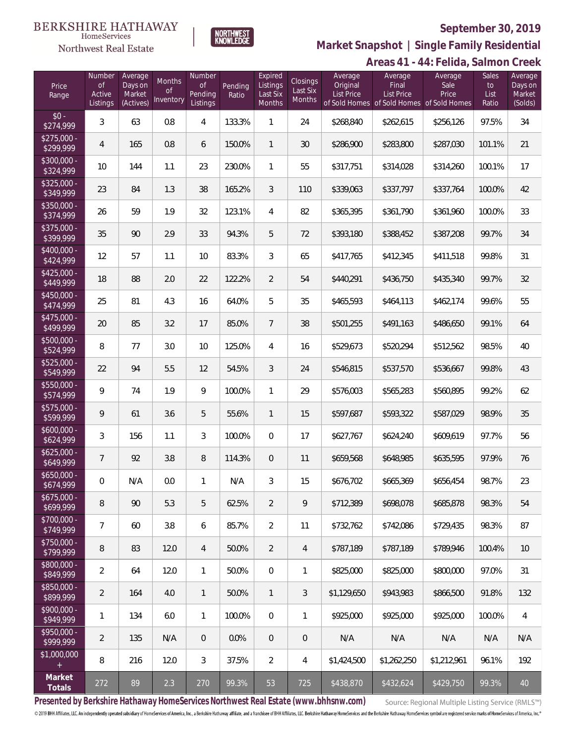BERKSHIRE HATHAWAY HomeServices Northwest Real Estate | NORTHWEST KNOWLEDGE

**September 30, 2019**

## Market Snapshot | Single Family Residential

### Areas 41 - 44: Felida, Salmon Creek

| Price Range | Number of Active Listings | Average Days on Market (Actives) | Months of Inventory | Number of Pending Listings | Pending Ratio | Expired Listings Last Six Months | Closings Last Six Months | Average Original List Price of Sold Homes | Average Final List Price of Sold Homes | Average Sale Price of Sold Homes | Sales to List Ratio | Average Days on Market (Solds) |
|---|---|---|---|---|---|---|---|---|---|---|---|---|
| $0 - $274,999 | 3 | 63 | 0.8 | 4 | 133.3% | 1 | 24 | $268,840 | $262,615 | $256,126 | 97.5% | 34 |
| $275,000 - $299,999 | 4 | 165 | 0.8 | 6 | 150.0% | 1 | 30 | $286,900 | $283,800 | $287,030 | 101.1% | 21 |
| $300,000 - $324,999 | 10 | 144 | 1.1 | 23 | 230.0% | 1 | 55 | $317,751 | $314,028 | $314,260 | 100.1% | 17 |
| $325,000 - $349,999 | 23 | 84 | 1.3 | 38 | 165.2% | 3 | 110 | $339,063 | $337,797 | $337,764 | 100.0% | 42 |
| $350,000 - $374,999 | 26 | 59 | 1.9 | 32 | 123.1% | 4 | 82 | $365,395 | $361,790 | $361,960 | 100.0% | 33 |
| $375,000 - $399,999 | 35 | 90 | 2.9 | 33 | 94.3% | 5 | 72 | $393,180 | $388,452 | $387,208 | 99.7% | 34 |
| $400,000 - $424,999 | 12 | 57 | 1.1 | 10 | 83.3% | 3 | 65 | $417,765 | $412,345 | $411,518 | 99.8% | 31 |
| $425,000 - $449,999 | 18 | 88 | 2.0 | 22 | 122.2% | 2 | 54 | $440,291 | $436,750 | $435,340 | 99.7% | 32 |
| $450,000 - $474,999 | 25 | 81 | 4.3 | 16 | 64.0% | 5 | 35 | $465,593 | $464,113 | $462,174 | 99.6% | 55 |
| $475,000 - $499,999 | 20 | 85 | 3.2 | 17 | 85.0% | 7 | 38 | $501,255 | $491,163 | $486,650 | 99.1% | 64 |
| $500,000 - $524,999 | 8 | 77 | 3.0 | 10 | 125.0% | 4 | 16 | $529,673 | $520,294 | $512,562 | 98.5% | 40 |
| $525,000 - $549,999 | 22 | 94 | 5.5 | 12 | 54.5% | 3 | 24 | $546,815 | $537,570 | $536,667 | 99.8% | 43 |
| $550,000 - $574,999 | 9 | 74 | 1.9 | 9 | 100.0% | 1 | 29 | $576,003 | $565,283 | $560,895 | 99.2% | 62 |
| $575,000 - $599,999 | 9 | 61 | 3.6 | 5 | 55.6% | 1 | 15 | $597,687 | $593,322 | $587,029 | 98.9% | 35 |
| $600,000 - $624,999 | 3 | 156 | 1.1 | 3 | 100.0% | 0 | 17 | $627,767 | $624,240 | $609,619 | 97.7% | 56 |
| $625,000 - $649,999 | 7 | 92 | 3.8 | 8 | 114.3% | 0 | 11 | $659,568 | $648,985 | $635,595 | 97.9% | 76 |
| $650,000 - $674,999 | 0 | N/A | 0.0 | 1 | N/A | 3 | 15 | $676,702 | $665,369 | $656,454 | 98.7% | 23 |
| $675,000 - $699,999 | 8 | 90 | 5.3 | 5 | 62.5% | 2 | 9 | $712,389 | $698,078 | $685,878 | 98.3% | 54 |
| $700,000 - $749,999 | 7 | 60 | 3.8 | 6 | 85.7% | 2 | 11 | $732,762 | $742,086 | $729,435 | 98.3% | 87 |
| $750,000 - $799,999 | 8 | 83 | 12.0 | 4 | 50.0% | 2 | 4 | $787,189 | $787,189 | $789,946 | 100.4% | 10 |
| $800,000 - $849,999 | 2 | 64 | 12.0 | 1 | 50.0% | 0 | 1 | $825,000 | $825,000 | $800,000 | 97.0% | 31 |
| $850,000 - $899,999 | 2 | 164 | 4.0 | 1 | 50.0% | 1 | 3 | $1,129,650 | $943,983 | $866,500 | 91.8% | 132 |
| $900,000 - $949,999 | 1 | 134 | 6.0 | 1 | 100.0% | 0 | 1 | $925,000 | $925,000 | $925,000 | 100.0% | 4 |
| $950,000 - $999,999 | 2 | 135 | N/A | 0 | 0.0% | 0 | 0 | N/A | N/A | N/A | N/A | N/A |
| $1,000,000 + | 8 | 216 | 12.0 | 3 | 37.5% | 2 | 4 | $1,424,500 | $1,262,250 | $1,212,961 | 96.1% | 192 |
| **Market Totals** | 272 | 89 | 2.3 | 270 | 99.3% | 53 | 725 | $438,870 | $432,624 | $429,750 | 99.3% | 40 |

**Presented by Berkshire Hathaway HomeServices Northwest Real Estate (www.bhhsnw.com)**

Source: Regional Multiple Listing Service (RMLS™)

© 2019 BHH Affiliates, LLC. An independently operated subsidiary of HomeServices of America, Inc., a Berkshire Hathaway affiliate, and a franchisee of BHH Affiliates, LLC. Berkshire Hathaway HomeServices and the Berkshire Hathaway HomeServices symbol are registered service marks of HomeServices of America, Inc.®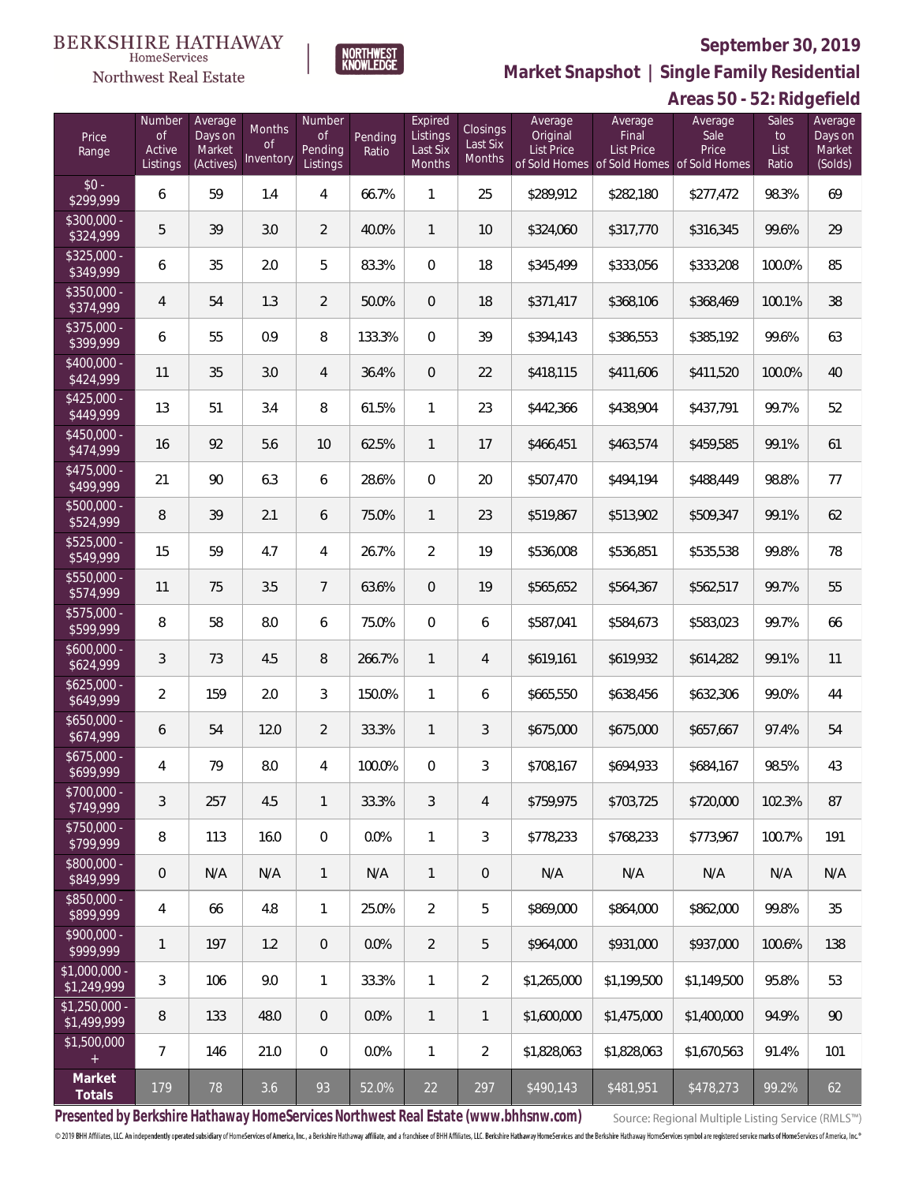BERKSHIRE HATHAWAY HomeServices Northwest Real Estate

NORTHWEST KNOWLEDGE

**September 30, 2019**

## Market Snapshot | Single Family Residential

### Areas 50 - 52: Ridgefield

| Price Range | Number of Active Listings | Average Days on Market (Actives) | Months of Inventory | Number of Pending Listings | Pending Ratio | Expired Listings Last Six Months | Closings Last Six Months | Average Original List Price of Sold Homes | Average Final List Price of Sold Homes | Average Sale Price of Sold Homes | Sales to List Ratio | Average Days on Market (Solds) |
|---|---|---|---|---|---|---|---|---|---|---|---|---|
| $0 - $299,999 | 6 | 59 | 1.4 | 4 | 66.7% | 1 | 25 | $289,912 | $282,180 | $277,472 | 98.3% | 69 |
| $300,000 - $324,999 | 5 | 39 | 3.0 | 2 | 40.0% | 1 | 10 | $324,060 | $317,770 | $316,345 | 99.6% | 29 |
| $325,000 - $349,999 | 6 | 35 | 2.0 | 5 | 83.3% | 0 | 18 | $345,499 | $333,056 | $333,208 | 100.0% | 85 |
| $350,000 - $374,999 | 4 | 54 | 1.3 | 2 | 50.0% | 0 | 18 | $371,417 | $368,106 | $368,469 | 100.1% | 38 |
| $375,000 - $399,999 | 6 | 55 | 0.9 | 8 | 133.3% | 0 | 39 | $394,143 | $386,553 | $385,192 | 99.6% | 63 |
| $400,000 - $424,999 | 11 | 35 | 3.0 | 4 | 36.4% | 0 | 22 | $418,115 | $411,606 | $411,520 | 100.0% | 40 |
| $425,000 - $449,999 | 13 | 51 | 3.4 | 8 | 61.5% | 1 | 23 | $442,366 | $438,904 | $437,791 | 99.7% | 52 |
| $450,000 - $474,999 | 16 | 92 | 5.6 | 10 | 62.5% | 1 | 17 | $466,451 | $463,574 | $459,585 | 99.1% | 61 |
| $475,000 - $499,999 | 21 | 90 | 6.3 | 6 | 28.6% | 0 | 20 | $507,470 | $494,194 | $488,449 | 98.8% | 77 |
| $500,000 - $524,999 | 8 | 39 | 2.1 | 6 | 75.0% | 1 | 23 | $519,867 | $513,902 | $509,347 | 99.1% | 62 |
| $525,000 - $549,999 | 15 | 59 | 4.7 | 4 | 26.7% | 2 | 19 | $536,008 | $536,851 | $535,538 | 99.8% | 78 |
| $550,000 - $574,999 | 11 | 75 | 3.5 | 7 | 63.6% | 0 | 19 | $565,652 | $564,367 | $562,517 | 99.7% | 55 |
| $575,000 - $599,999 | 8 | 58 | 8.0 | 6 | 75.0% | 0 | 6 | $587,041 | $584,673 | $583,023 | 99.7% | 66 |
| $600,000 - $624,999 | 3 | 73 | 4.5 | 8 | 266.7% | 1 | 4 | $619,161 | $619,932 | $614,282 | 99.1% | 11 |
| $625,000 - $649,999 | 2 | 159 | 2.0 | 3 | 150.0% | 1 | 6 | $665,550 | $638,456 | $632,306 | 99.0% | 44 |
| $650,000 - $674,999 | 6 | 54 | 12.0 | 2 | 33.3% | 1 | 3 | $675,000 | $675,000 | $657,667 | 97.4% | 54 |
| $675,000 - $699,999 | 4 | 79 | 8.0 | 4 | 100.0% | 0 | 3 | $708,167 | $694,933 | $684,167 | 98.5% | 43 |
| $700,000 - $749,999 | 3 | 257 | 4.5 | 1 | 33.3% | 3 | 4 | $759,975 | $703,725 | $720,000 | 102.3% | 87 |
| $750,000 - $799,999 | 8 | 113 | 16.0 | 0 | 0.0% | 1 | 3 | $778,233 | $768,233 | $773,967 | 100.7% | 191 |
| $800,000 - $849,999 | 0 | N/A | N/A | 1 | N/A | 1 | 0 | N/A | N/A | N/A | N/A | N/A |
| $850,000 - $899,999 | 4 | 66 | 4.8 | 1 | 25.0% | 2 | 5 | $869,000 | $864,000 | $862,000 | 99.8% | 35 |
| $900,000 - $999,999 | 1 | 197 | 1.2 | 0 | 0.0% | 2 | 5 | $964,000 | $931,000 | $937,000 | 100.6% | 138 |
| $1,000,000 - $1,249,999 | 3 | 106 | 9.0 | 1 | 33.3% | 1 | 2 | $1,265,000 | $1,199,500 | $1,149,500 | 95.8% | 53 |
| $1,250,000 - $1,499,999 | 8 | 133 | 48.0 | 0 | 0.0% | 1 | 1 | $1,600,000 | $1,475,000 | $1,400,000 | 94.9% | 90 |
| $1,500,000 + | 7 | 146 | 21.0 | 0 | 0.0% | 1 | 2 | $1,828,063 | $1,828,063 | $1,670,563 | 91.4% | 101 |
| **Market Totals** | 179 | 78 | 3.6 | 93 | 52.0% | 22 | 297 | $490,143 | $481,951 | $478,273 | 99.2% | 62 |

**Presented by Berkshire Hathaway HomeServices Northwest Real Estate (www.bhhsnw.com)** Source: Regional Multiple Listing Service (RMLS™)

© 2019 BHH Affiliates, LLC. An independently operated subsidiary of HomeServices of America, Inc., a Berkshire Hathaway affiliate, and a franchisee of BHH Affiliates, LLC. Berkshire Hathaway HomeServices and the Berkshire Hathaway HomeServices symbol are registered service marks of HomeServices of America, Inc.®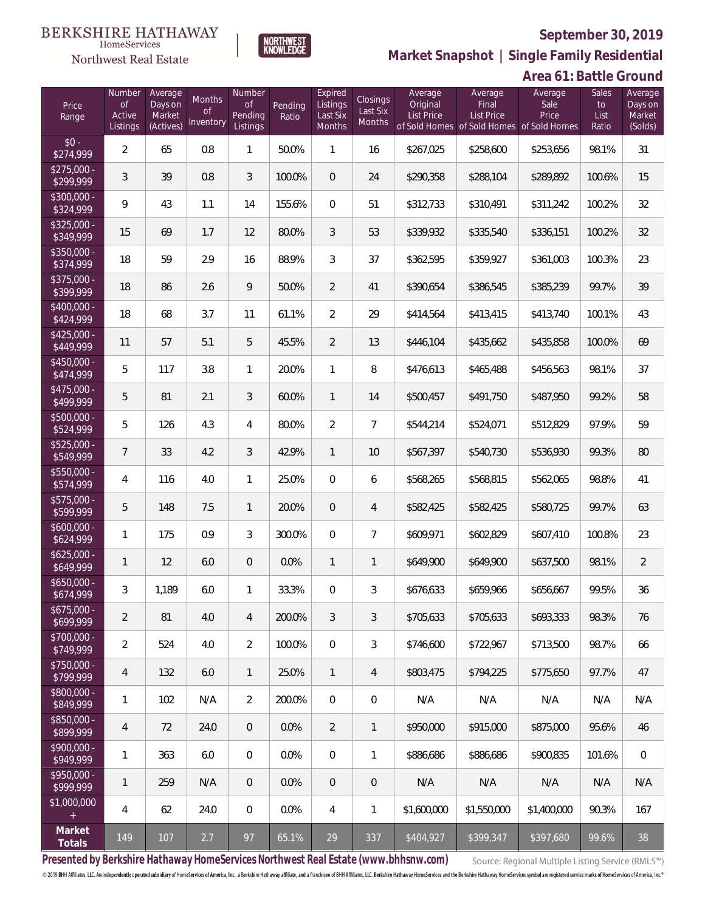BERKSHIRE HATHAWAY HomeServices Northwest Real Estate | NORTHWEST KNOWLEDGE

**September 30, 2019**

## Market Snapshot | Single Family Residential

### Area 61: Battle Ground

| Price Range | Number of Active Listings | Average Days on Market (Actives) | Months of Inventory | Number of Pending Listings | Pending Ratio | Expired Listings Last Six Months | Closings Last Six Months | Average Original List Price of Sold Homes | Average Final List Price of Sold Homes | Average Sale Price of Sold Homes | Sales to List Ratio | Average Days on Market (Solds) |
|---|---|---|---|---|---|---|---|---|---|---|---|---|
| $0 - $274,999 | 2 | 65 | 0.8 | 1 | 50.0% | 1 | 16 | $267,025 | $258,600 | $253,656 | 98.1% | 31 |
| $275,000 - $299,999 | 3 | 39 | 0.8 | 3 | 100.0% | 0 | 24 | $290,358 | $288,104 | $289,892 | 100.6% | 15 |
| $300,000 - $324,999 | 9 | 43 | 1.1 | 14 | 155.6% | 0 | 51 | $312,733 | $310,491 | $311,242 | 100.2% | 32 |
| $325,000 - $349,999 | 15 | 69 | 1.7 | 12 | 80.0% | 3 | 53 | $339,932 | $335,540 | $336,151 | 100.2% | 32 |
| $350,000 - $374,999 | 18 | 59 | 2.9 | 16 | 88.9% | 3 | 37 | $362,595 | $359,927 | $361,003 | 100.3% | 23 |
| $375,000 - $399,999 | 18 | 86 | 2.6 | 9 | 50.0% | 2 | 41 | $390,654 | $386,545 | $385,239 | 99.7% | 39 |
| $400,000 - $424,999 | 18 | 68 | 3.7 | 11 | 61.1% | 2 | 29 | $414,564 | $413,415 | $413,740 | 100.1% | 43 |
| $425,000 - $449,999 | 11 | 57 | 5.1 | 5 | 45.5% | 2 | 13 | $446,104 | $435,662 | $435,858 | 100.0% | 69 |
| $450,000 - $474,999 | 5 | 117 | 3.8 | 1 | 20.0% | 1 | 8 | $476,613 | $465,488 | $456,563 | 98.1% | 37 |
| $475,000 - $499,999 | 5 | 81 | 2.1 | 3 | 60.0% | 1 | 14 | $500,457 | $491,750 | $487,950 | 99.2% | 58 |
| $500,000 - $524,999 | 5 | 126 | 4.3 | 4 | 80.0% | 2 | 7 | $544,214 | $524,071 | $512,829 | 97.9% | 59 |
| $525,000 - $549,999 | 7 | 33 | 4.2 | 3 | 42.9% | 1 | 10 | $567,397 | $540,730 | $536,930 | 99.3% | 80 |
| $550,000 - $574,999 | 4 | 116 | 4.0 | 1 | 25.0% | 0 | 6 | $568,265 | $568,815 | $562,065 | 98.8% | 41 |
| $575,000 - $599,999 | 5 | 148 | 7.5 | 1 | 20.0% | 0 | 4 | $582,425 | $582,425 | $580,725 | 99.7% | 63 |
| $600,000 - $624,999 | 1 | 175 | 0.9 | 3 | 300.0% | 0 | 7 | $609,971 | $602,829 | $607,410 | 100.8% | 23 |
| $625,000 - $649,999 | 1 | 12 | 6.0 | 0 | 0.0% | 1 | 1 | $649,900 | $649,900 | $637,500 | 98.1% | 2 |
| $650,000 - $674,999 | 3 | 1,189 | 6.0 | 1 | 33.3% | 0 | 3 | $676,633 | $659,966 | $656,667 | 99.5% | 36 |
| $675,000 - $699,999 | 2 | 81 | 4.0 | 4 | 200.0% | 3 | 3 | $705,633 | $705,633 | $693,333 | 98.3% | 76 |
| $700,000 - $749,999 | 2 | 524 | 4.0 | 2 | 100.0% | 0 | 3 | $746,600 | $722,967 | $713,500 | 98.7% | 66 |
| $750,000 - $799,999 | 4 | 132 | 6.0 | 1 | 25.0% | 1 | 4 | $803,475 | $794,225 | $775,650 | 97.7% | 47 |
| $800,000 - $849,999 | 1 | 102 | N/A | 2 | 200.0% | 0 | 0 | N/A | N/A | N/A | N/A | N/A |
| $850,000 - $899,999 | 4 | 72 | 24.0 | 0 | 0.0% | 2 | 1 | $950,000 | $915,000 | $875,000 | 95.6% | 46 |
| $900,000 - $949,999 | 1 | 363 | 6.0 | 0 | 0.0% | 0 | 1 | $886,686 | $886,686 | $900,835 | 101.6% | 0 |
| $950,000 - $999,999 | 1 | 259 | N/A | 0 | 0.0% | 0 | 0 | N/A | N/A | N/A | N/A | N/A |
| $1,000,000 + | 4 | 62 | 24.0 | 0 | 0.0% | 4 | 1 | $1,600,000 | $1,550,000 | $1,400,000 | 90.3% | 167 |
| **Market Totals** | 149 | 107 | 2.7 | 97 | 65.1% | 29 | 337 | $404,927 | $399,347 | $397,680 | 99.6% | 38 |

**Presented by Berkshire Hathaway HomeServices Northwest Real Estate (www.bhhsnw.com)**

Source: Regional Multiple Listing Service (RMLS™)

© 2019 BHH Affiliates, LLC. An independently operated subsidiary of HomeServices of America, Inc., a Berkshire Hathaway affiliate, and a franchisee of BHH Affiliates, LLC. Berkshire Hathaway HomeServices and the Berkshire Hathaway HomeServices symbol are registered service marks of HomeServices of America, Inc.®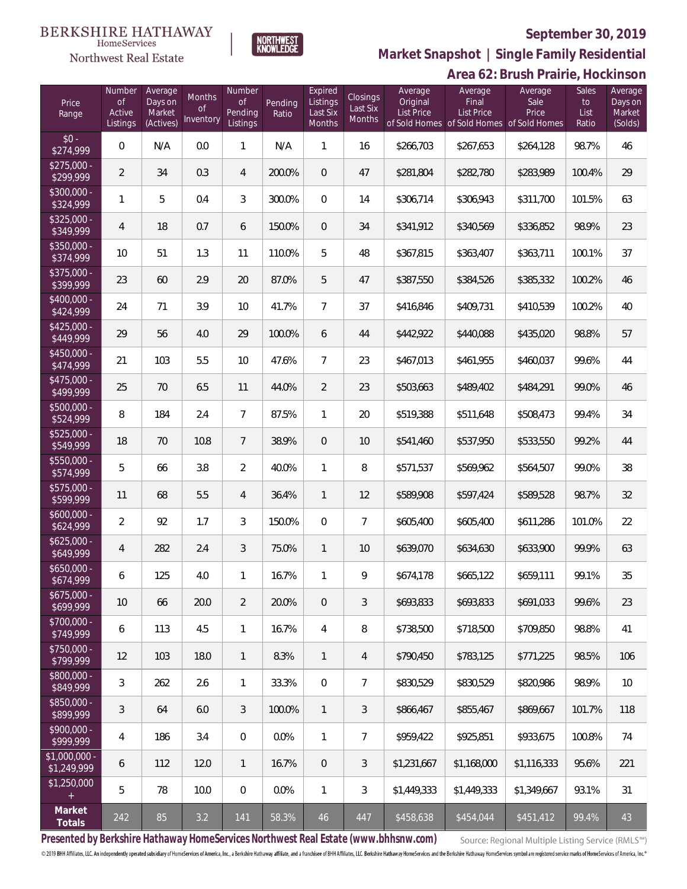BERKSHIRE HATHAWAY HomeServices Northwest Real Estate

NORTHWEST KNOWLEDGE

**September 30, 2019**

**Market Snapshot | Single Family Residential**

**Area 62: Brush Prairie, Hockinson**

| Price Range | Number of Active Listings | Average Days on Market (Actives) | Months of Inventory | Number of Pending Listings | Pending Ratio | Expired Listings Last Six Months | Closings Last Six Months | Average Original List Price of Sold Homes | Average Final List Price of Sold Homes | Average Sale Price of Sold Homes | Sales to List Ratio | Average Days on Market (Solds) |
|---|---|---|---|---|---|---|---|---|---|---|---|---|
| $0 - $274,999 | 0 | N/A | 0.0 | 1 | N/A | 1 | 16 | $266,703 | $267,653 | $264,128 | 98.7% | 46 |
| $275,000 - $299,999 | 2 | 34 | 0.3 | 4 | 200.0% | 0 | 47 | $281,804 | $282,780 | $283,989 | 100.4% | 29 |
| $300,000 - $324,999 | 1 | 5 | 0.4 | 3 | 300.0% | 0 | 14 | $306,714 | $306,943 | $311,700 | 101.5% | 63 |
| $325,000 - $349,999 | 4 | 18 | 0.7 | 6 | 150.0% | 0 | 34 | $341,912 | $340,569 | $336,852 | 98.9% | 23 |
| $350,000 - $374,999 | 10 | 51 | 1.3 | 11 | 110.0% | 5 | 48 | $367,815 | $363,407 | $363,711 | 100.1% | 37 |
| $375,000 - $399,999 | 23 | 60 | 2.9 | 20 | 87.0% | 5 | 47 | $387,550 | $384,526 | $385,332 | 100.2% | 46 |
| $400,000 - $424,999 | 24 | 71 | 3.9 | 10 | 41.7% | 7 | 37 | $416,846 | $409,731 | $410,539 | 100.2% | 40 |
| $425,000 - $449,999 | 29 | 56 | 4.0 | 29 | 100.0% | 6 | 44 | $442,922 | $440,088 | $435,020 | 98.8% | 57 |
| $450,000 - $474,999 | 21 | 103 | 5.5 | 10 | 47.6% | 7 | 23 | $467,013 | $461,955 | $460,037 | 99.6% | 44 |
| $475,000 - $499,999 | 25 | 70 | 6.5 | 11 | 44.0% | 2 | 23 | $503,663 | $489,402 | $484,291 | 99.0% | 46 |
| $500,000 - $524,999 | 8 | 184 | 2.4 | 7 | 87.5% | 1 | 20 | $519,388 | $511,648 | $508,473 | 99.4% | 34 |
| $525,000 - $549,999 | 18 | 70 | 10.8 | 7 | 38.9% | 0 | 10 | $541,460 | $537,950 | $533,550 | 99.2% | 44 |
| $550,000 - $574,999 | 5 | 66 | 3.8 | 2 | 40.0% | 1 | 8 | $571,537 | $569,962 | $564,507 | 99.0% | 38 |
| $575,000 - $599,999 | 11 | 68 | 5.5 | 4 | 36.4% | 1 | 12 | $589,908 | $597,424 | $589,528 | 98.7% | 32 |
| $600,000 - $624,999 | 2 | 92 | 1.7 | 3 | 150.0% | 0 | 7 | $605,400 | $605,400 | $611,286 | 101.0% | 22 |
| $625,000 - $649,999 | 4 | 282 | 2.4 | 3 | 75.0% | 1 | 10 | $639,070 | $634,630 | $633,900 | 99.9% | 63 |
| $650,000 - $674,999 | 6 | 125 | 4.0 | 1 | 16.7% | 1 | 9 | $674,178 | $665,122 | $659,111 | 99.1% | 35 |
| $675,000 - $699,999 | 10 | 66 | 20.0 | 2 | 20.0% | 0 | 3 | $693,833 | $693,833 | $691,033 | 99.6% | 23 |
| $700,000 - $749,999 | 6 | 113 | 4.5 | 1 | 16.7% | 4 | 8 | $738,500 | $718,500 | $709,850 | 98.8% | 41 |
| $750,000 - $799,999 | 12 | 103 | 18.0 | 1 | 8.3% | 1 | 4 | $790,450 | $783,125 | $771,225 | 98.5% | 106 |
| $800,000 - $849,999 | 3 | 262 | 2.6 | 1 | 33.3% | 0 | 7 | $830,529 | $830,529 | $820,986 | 98.9% | 10 |
| $850,000 - $899,999 | 3 | 64 | 6.0 | 3 | 100.0% | 1 | 3 | $866,467 | $855,467 | $869,667 | 101.7% | 118 |
| $900,000 - $999,999 | 4 | 186 | 3.4 | 0 | 0.0% | 1 | 7 | $959,422 | $925,851 | $933,675 | 100.8% | 74 |
| $1,000,000 - $1,249,999 | 6 | 112 | 12.0 | 1 | 16.7% | 0 | 3 | $1,231,667 | $1,168,000 | $1,116,333 | 95.6% | 221 |
| $1,250,000 + | 5 | 78 | 10.0 | 0 | 0.0% | 1 | 3 | $1,449,333 | $1,449,333 | $1,349,667 | 93.1% | 31 |
| **Market Totals** | 242 | 85 | 3.2 | 141 | 58.3% | 46 | 447 | $458,638 | $454,044 | $451,412 | 99.4% | 43 |

**Presented by Berkshire Hathaway HomeServices Northwest Real Estate (www.bhhsnw.com)**

Source: Regional Multiple Listing Service (RMLS™)

© 2019 BHH Affiliates, LLC. An independently operated subsidiary of HomeServices of America, Inc., a Berkshire Hathaway affiliate, and a franchisee of BHH Affiliates, LLC. Berkshire Hathaway HomeServices and the Berkshire Hathaway HomeServices symbol are registered service marks of HomeServices of America, Inc.®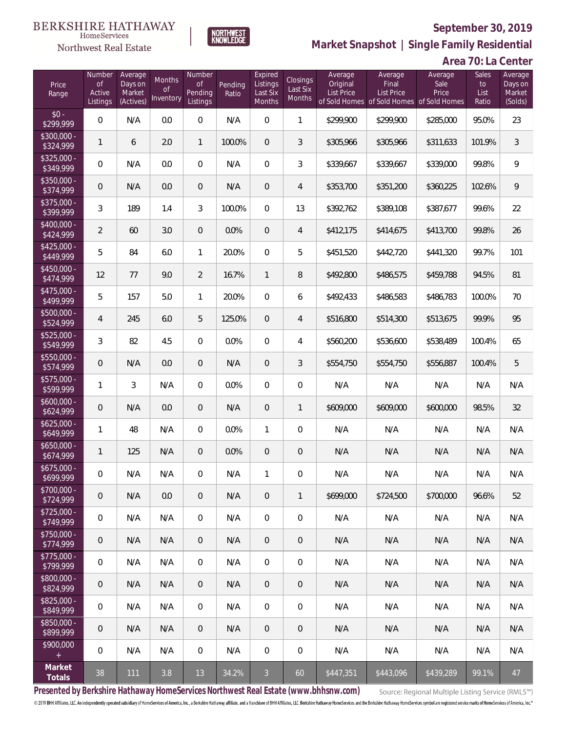BERKSHIRE HATHAWAY HomeServices Northwest Real Estate

NORTHWEST KNOWLEDGE

**September 30, 2019**

**Market Snapshot | Single Family Residential**

**Area 70: La Center**

| Price Range | Number of Active Listings | Average Days on Market (Actives) | Months of Inventory | Number of Pending Listings | Pending Ratio | Expired Listings Last Six Months | Closings Last Six Months | Average Original List Price of Sold Homes | Average Final List Price of Sold Homes | Average Sale Price of Sold Homes | Sales to List Ratio | Average Days on Market (Solds) |
|---|---|---|---|---|---|---|---|---|---|---|---|---|
| $0 - $299,999 | 0 | N/A | 0.0 | 0 | N/A | 0 | 1 | $299,900 | $299,900 | $285,000 | 95.0% | 23 |
| $300,000 - $324,999 | 1 | 6 | 2.0 | 1 | 100.0% | 0 | 3 | $305,966 | $305,966 | $311,633 | 101.9% | 3 |
| $325,000 - $349,999 | 0 | N/A | 0.0 | 0 | N/A | 0 | 3 | $339,667 | $339,667 | $339,000 | 99.8% | 9 |
| $350,000 - $374,999 | 0 | N/A | 0.0 | 0 | N/A | 0 | 4 | $353,700 | $351,200 | $360,225 | 102.6% | 9 |
| $375,000 - $399,999 | 3 | 189 | 1.4 | 3 | 100.0% | 0 | 13 | $392,762 | $389,108 | $387,677 | 99.6% | 22 |
| $400,000 - $424,999 | 2 | 60 | 3.0 | 0 | 0.0% | 0 | 4 | $412,175 | $414,675 | $413,700 | 99.8% | 26 |
| $425,000 - $449,999 | 5 | 84 | 6.0 | 1 | 20.0% | 0 | 5 | $451,520 | $442,720 | $441,320 | 99.7% | 101 |
| $450,000 - $474,999 | 12 | 77 | 9.0 | 2 | 16.7% | 1 | 8 | $492,800 | $486,575 | $459,788 | 94.5% | 81 |
| $475,000 - $499,999 | 5 | 157 | 5.0 | 1 | 20.0% | 0 | 6 | $492,433 | $486,583 | $486,783 | 100.0% | 70 |
| $500,000 - $524,999 | 4 | 245 | 6.0 | 5 | 125.0% | 0 | 4 | $516,800 | $514,300 | $513,675 | 99.9% | 95 |
| $525,000 - $549,999 | 3 | 82 | 4.5 | 0 | 0.0% | 0 | 4 | $560,200 | $536,600 | $538,489 | 100.4% | 65 |
| $550,000 - $574,999 | 0 | N/A | 0.0 | 0 | N/A | 0 | 3 | $554,750 | $554,750 | $556,887 | 100.4% | 5 |
| $575,000 - $599,999 | 1 | 3 | N/A | 0 | 0.0% | 0 | 0 | N/A | N/A | N/A | N/A | N/A |
| $600,000 - $624,999 | 0 | N/A | 0.0 | 0 | N/A | 0 | 1 | $609,000 | $609,000 | $600,000 | 98.5% | 32 |
| $625,000 - $649,999 | 1 | 48 | N/A | 0 | 0.0% | 1 | 0 | N/A | N/A | N/A | N/A | N/A |
| $650,000 - $674,999 | 1 | 125 | N/A | 0 | 0.0% | 0 | 0 | N/A | N/A | N/A | N/A | N/A |
| $675,000 - $699,999 | 0 | N/A | N/A | 0 | N/A | 1 | 0 | N/A | N/A | N/A | N/A | N/A |
| $700,000 - $724,999 | 0 | N/A | 0.0 | 0 | N/A | 0 | 1 | $699,000 | $724,500 | $700,000 | 96.6% | 52 |
| $725,000 - $749,999 | 0 | N/A | N/A | 0 | N/A | 0 | 0 | N/A | N/A | N/A | N/A | N/A |
| $750,000 - $774,999 | 0 | N/A | N/A | 0 | N/A | 0 | 0 | N/A | N/A | N/A | N/A | N/A |
| $775,000 - $799,999 | 0 | N/A | N/A | 0 | N/A | 0 | 0 | N/A | N/A | N/A | N/A | N/A |
| $800,000 - $824,999 | 0 | N/A | N/A | 0 | N/A | 0 | 0 | N/A | N/A | N/A | N/A | N/A |
| $825,000 - $849,999 | 0 | N/A | N/A | 0 | N/A | 0 | 0 | N/A | N/A | N/A | N/A | N/A |
| $850,000 - $899,999 | 0 | N/A | N/A | 0 | N/A | 0 | 0 | N/A | N/A | N/A | N/A | N/A |
| $900,000 + | 0 | N/A | N/A | 0 | N/A | 0 | 0 | N/A | N/A | N/A | N/A | N/A |
| **Market Totals** | 38 | 111 | 3.8 | 13 | 34.2% | 3 | 60 | $447,351 | $443,096 | $439,289 | 99.1% | 47 |

**Presented by Berkshire Hathaway HomeServices Northwest Real Estate (www.bhhsnw.com)**

Source: Regional Multiple Listing Service (RMLS™)

© 2019 BHH Affiliates, LLC. An independently operated subsidiary of HomeServices of America, Inc., a Berkshire Hathaway affiliate, and a franchisee of BHH Affiliates, LLC. Berkshire Hathaway HomeServices and the Berkshire Hathaway HomeServices symbol are registered service marks of HomeServices of America, Inc.®